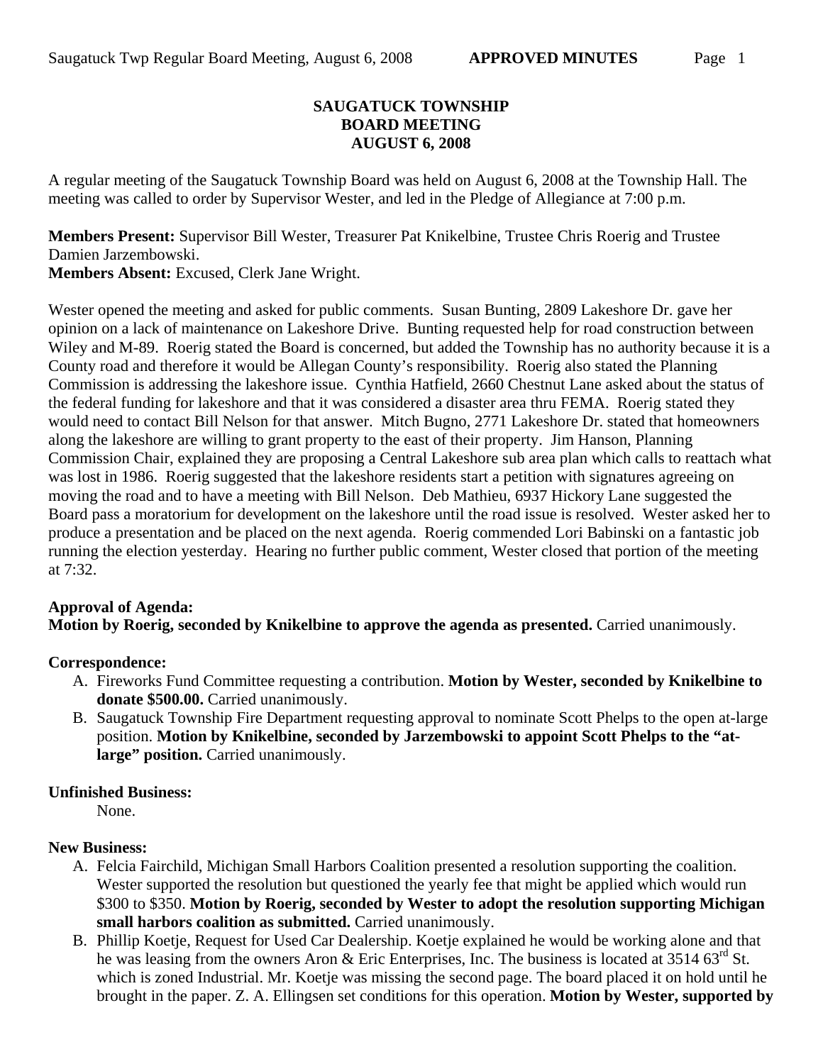# SAUGATUCK TOWNSHIP
# BOARD MEETING
# AUGUST 6, 2008

A regular meeting of the Saugatuck Township Board was held on August 6, 2008 at the Township Hall. The meeting was called to order by Supervisor Wester, and led in the Pledge of Allegiance at 7:00 p.m.

**Members Present:** Supervisor Bill Wester, Treasurer Pat Knikelbine, Trustee Chris Roerig and Trustee Damien Jarzembowski.
**Members Absent:** Excused, Clerk Jane Wright.

Wester opened the meeting and asked for public comments. Susan Bunting, 2809 Lakeshore Dr. gave her opinion on a lack of maintenance on Lakeshore Drive. Bunting requested help for road construction between Wiley and M-89. Roerig stated the Board is concerned, but added the Township has no authority because it is a County road and therefore it would be Allegan County's responsibility. Roerig also stated the Planning Commission is addressing the lakeshore issue. Cynthia Hatfield, 2660 Chestnut Lane asked about the status of the federal funding for lakeshore and that it was considered a disaster area thru FEMA. Roerig stated they would need to contact Bill Nelson for that answer. Mitch Bugno, 2771 Lakeshore Dr. stated that homeowners along the lakeshore are willing to grant property to the east of their property. Jim Hanson, Planning Commission Chair, explained they are proposing a Central Lakeshore sub area plan which calls to reattach what was lost in 1986. Roerig suggested that the lakeshore residents start a petition with signatures agreeing on moving the road and to have a meeting with Bill Nelson. Deb Mathieu, 6937 Hickory Lane suggested the Board pass a moratorium for development on the lakeshore until the road issue is resolved. Wester asked her to produce a presentation and be placed on the next agenda. Roerig commended Lori Babinski on a fantastic job running the election yesterday. Hearing no further public comment, Wester closed that portion of the meeting at 7:32.

**Approval of Agenda:**
**Motion by Roerig, seconded by Knikelbine to approve the agenda as presented.** Carried unanimously.

**Correspondence:**

A. Fireworks Fund Committee requesting a contribution. **Motion by Wester, seconded by Knikelbine to donate $500.00.** Carried unanimously.
B. Saugatuck Township Fire Department requesting approval to nominate Scott Phelps to the open at-large position. **Motion by Knikelbine, seconded by Jarzembowski to appoint Scott Phelps to the "at-large" position.** Carried unanimously.

**Unfinished Business:**
None.

**New Business:**

A. Felcia Fairchild, Michigan Small Harbors Coalition presented a resolution supporting the coalition. Wester supported the resolution but questioned the yearly fee that might be applied which would run $300 to $350. **Motion by Roerig, seconded by Wester to adopt the resolution supporting Michigan small harbors coalition as submitted.** Carried unanimously.
B. Phillip Koetje, Request for Used Car Dealership. Koetje explained he would be working alone and that he was leasing from the owners Aron & Eric Enterprises, Inc. The business is located at 3514 63rd St. which is zoned Industrial. Mr. Koetje was missing the second page. The board placed it on hold until he brought in the paper. Z. A. Ellingsen set conditions for this operation. **Motion by Wester, supported by**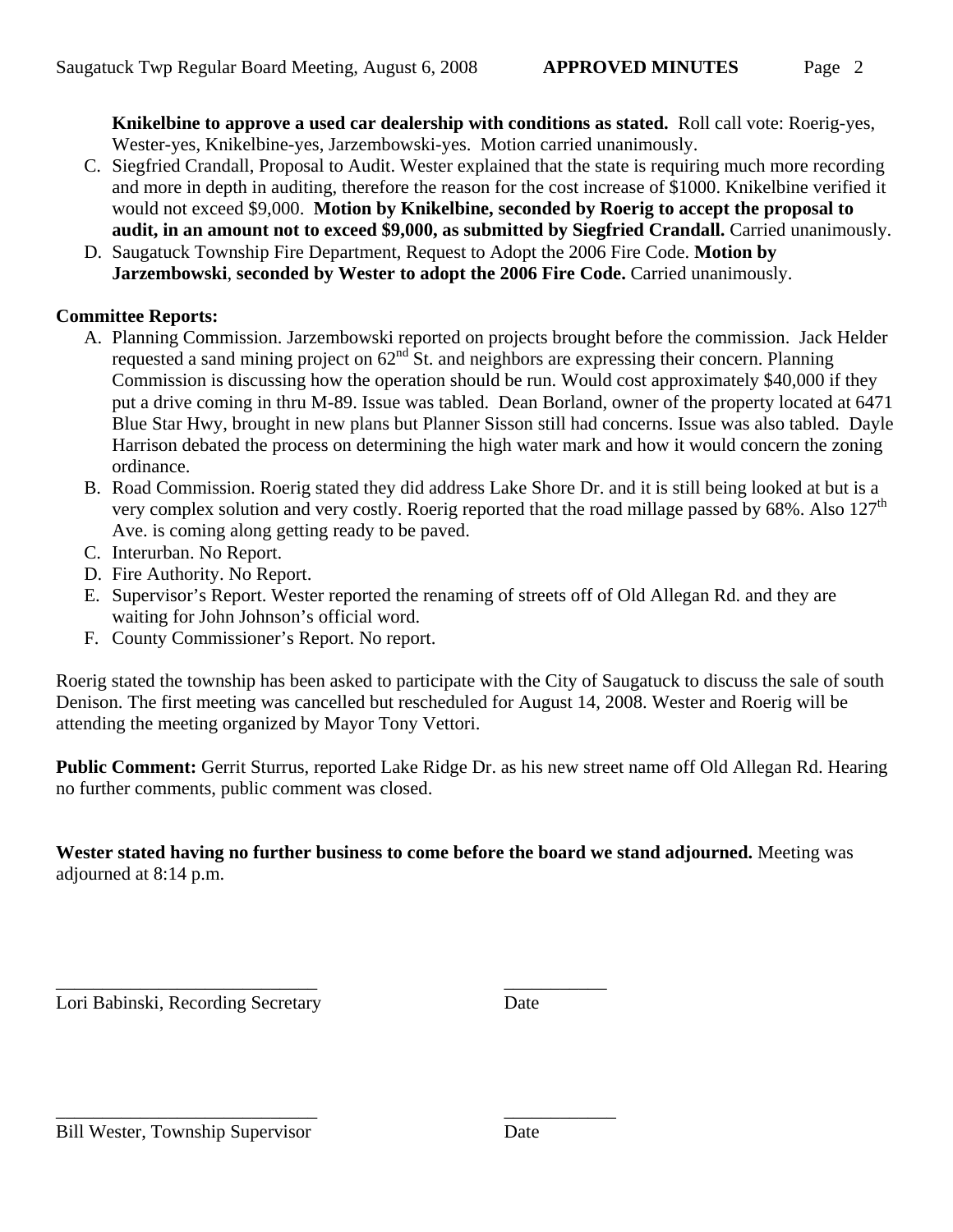**Knikelbine to approve a used car dealership with conditions as stated.** Roll call vote: Roerig-yes, Wester-yes, Knikelbine-yes, Jarzembowski-yes. Motion carried unanimously.

C. Siegfried Crandall, Proposal to Audit. Wester explained that the state is requiring much more recording and more in depth in auditing, therefore the reason for the cost increase of $1000. Knikelbine verified it would not exceed $9,000. **Motion by Knikelbine, seconded by Roerig to accept the proposal to audit, in an amount not to exceed $9,000, as submitted by Siegfried Crandall.** Carried unanimously.
D. Saugatuck Township Fire Department, Request to Adopt the 2006 Fire Code. **Motion by Jarzembowski, seconded by Wester to adopt the 2006 Fire Code.** Carried unanimously.

**Committee Reports:**

A. Planning Commission. Jarzembowski reported on projects brought before the commission. Jack Helder requested a sand mining project on 62nd St. and neighbors are expressing their concern. Planning Commission is discussing how the operation should be run. Would cost approximately $40,000 if they put a drive coming in thru M-89. Issue was tabled. Dean Borland, owner of the property located at 6471 Blue Star Hwy, brought in new plans but Planner Sisson still had concerns. Issue was also tabled. Dayle Harrison debated the process on determining the high water mark and how it would concern the zoning ordinance.
B. Road Commission. Roerig stated they did address Lake Shore Dr. and it is still being looked at but is a very complex solution and very costly. Roerig reported that the road millage passed by 68%. Also 127th Ave. is coming along getting ready to be paved.
C. Interurban. No Report.
D. Fire Authority. No Report.
E. Supervisor's Report. Wester reported the renaming of streets off of Old Allegan Rd. and they are waiting for John Johnson's official word.
F. County Commissioner's Report. No report.

Roerig stated the township has been asked to participate with the City of Saugatuck to discuss the sale of south Denison. The first meeting was cancelled but rescheduled for August 14, 2008. Wester and Roerig will be attending the meeting organized by Mayor Tony Vettori.

**Public Comment:** Gerrit Sturrus, reported Lake Ridge Dr. as his new street name off Old Allegan Rd. Hearing no further comments, public comment was closed.

**Wester stated having no further business to come before the board we stand adjourned.** Meeting was adjourned at 8:14 p.m.

\_\_\_\_\_\_\_\_\_\_\_\_\_\_\_\_\_\_\_\_\_\_\_\_\_\_\_\_ \_\_\_\_\_\_\_\_\_\_\_

Lori Babinski, Recording Secretary Date

\_\_\_\_\_\_\_\_\_\_\_\_\_\_\_\_\_\_\_\_\_\_\_\_\_\_\_\_ \_\_\_\_\_\_\_\_\_\_\_\_

Bill Wester, Township Supervisor Date